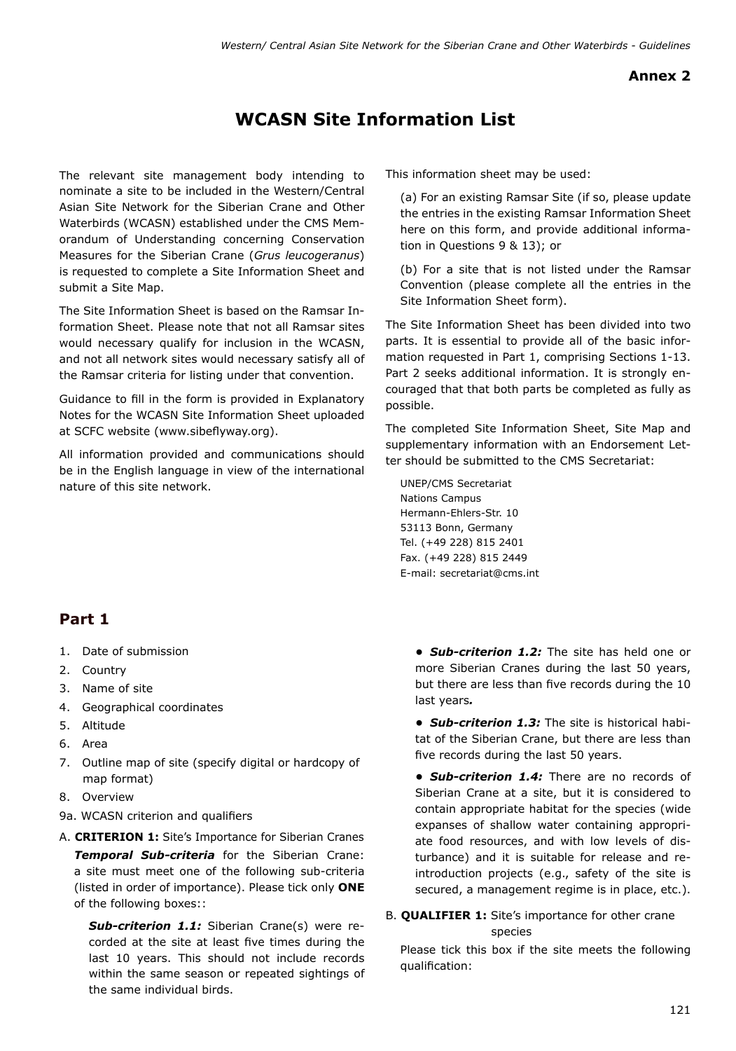Annex 2

# WCASN Site Information List

The relevant site management body intending to nominate a site to be included in the Western/Central Asian Site Network for the Siberian Crane and Other Waterbirds (WCASN) established under the CMS Memorandum of Understanding concerning Conservation Measures for the Siberian Crane (*Grus leucogeranus*) is requested to complete a Site Information Sheet and submit a Site Map.

The Site Information Sheet is based on the Ramsar Information Sheet. Please note that not all Ramsar sites would necessary qualify for inclusion in the WCASN, and not all network sites would necessary satisfy all of the Ramsar criteria for listing under that convention.

Guidance to fill in the form is provided in Explanatory Notes for the WCASN Site Information Sheet uploaded at SCFC website (www.sibeflyway.org).

All information provided and communications should be in the English language in view of the international nature of this site network.

This information sheet may be used:

(a) For an existing Ramsar Site (if so, please update the entries in the existing Ramsar Information Sheet here on this form, and provide additional information in Questions 9 & 13); or

(b) For a site that is not listed under the Ramsar Convention (please complete all the entries in the Site Information Sheet form).

The Site Information Sheet has been divided into two parts. It is essential to provide all of the basic information requested in Part 1, comprising Sections 1-13. Part 2 seeks additional information. It is strongly encouraged that that both parts be completed as fully as possible.

The completed Site Information Sheet, Site Map and supplementary information with an Endorsement Letter should be submitted to the CMS Secretariat:

UNEP/CMS Secretariat
Nations Campus
Hermann-Ehlers-Str. 10
53113 Bonn, Germany
Tel. (+49 228) 815 2401
Fax. (+49 228) 815 2449
E-mail: secretariat@cms.int

## Part 1

1. Date of submission
2. Country
3. Name of site
4. Geographical coordinates
5. Altitude
6. Area
7. Outline map of site (specify digital or hardcopy of map format)
8. Overview

9a. WCASN criterion and qualifiers

A. **CRITERION 1:** Site's Importance for Siberian Cranes

***Temporal Sub-criteria*** for the Siberian Crane: a site must meet one of the following sub-criteria (listed in order of importance). Please tick only **ONE** of the following boxes::

***Sub-criterion 1.1:*** Siberian Crane(s) were recorded at the site at least five times during the last 10 years. This should not include records within the same season or repeated sightings of the same individual birds.

• ***Sub-criterion 1.2:*** The site has held one or more Siberian Cranes during the last 50 years, but there are less than five records during the 10 last years***.***

• ***Sub-criterion 1.3:*** The site is historical habitat of the Siberian Crane, but there are less than five records during the last 50 years.

• ***Sub-criterion 1.4:*** There are no records of Siberian Crane at a site, but it is considered to contain appropriate habitat for the species (wide expanses of shallow water containing appropriate food resources, and with low levels of disturbance) and it is suitable for release and reintroduction projects (e.g., safety of the site is secured, a management regime is in place, etc.).

B. **QUALIFIER 1:** Site's importance for other crane species

Please tick this box if the site meets the following qualification: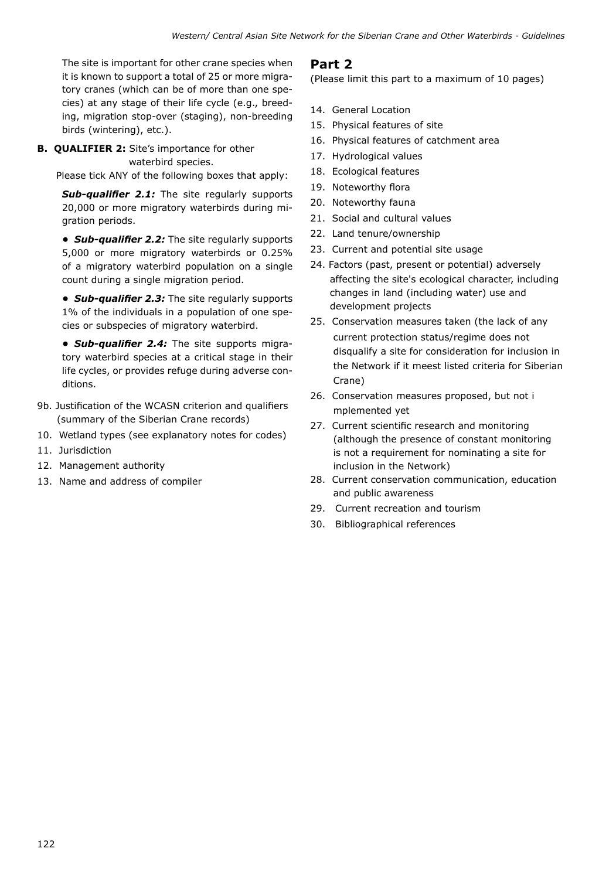The site is important for other crane species when it is known to support a total of 25 or more migratory cranes (which can be of more than one species) at any stage of their life cycle (e.g., breeding, migration stop-over (staging), non-breeding birds (wintering), etc.).

**B. QUALIFIER 2:** Site's importance for other waterbird species.

Please tick ANY of the following boxes that apply:

***Sub-qualifier 2.1:*** The site regularly supports 20,000 or more migratory waterbirds during migration periods.

• ***Sub-qualifier 2.2:*** The site regularly supports 5,000 or more migratory waterbirds or 0.25% of a migratory waterbird population on a single count during a single migration period.

• ***Sub-qualifier 2.3:*** The site regularly supports 1% of the individuals in a population of one species or subspecies of migratory waterbird.

• ***Sub-qualifier 2.4:*** The site supports migratory waterbird species at a critical stage in their life cycles, or provides refuge during adverse conditions.

9b. Justification of the WCASN criterion and qualifiers (summary of the Siberian Crane records)

10. Wetland types (see explanatory notes for codes)
11. Jurisdiction
12. Management authority
13. Name and address of compiler

## Part 2

(Please limit this part to a maximum of 10 pages)

14. General Location
15. Physical features of site
16. Physical features of catchment area
17. Hydrological values
18. Ecological features
19. Noteworthy flora
20. Noteworthy fauna
21. Social and cultural values
22. Land tenure/ownership
23. Current and potential site usage
24. Factors (past, present or potential) adversely affecting the site's ecological character, including changes in land (including water) use and development projects
25. Conservation measures taken (the lack of any current protection status/regime does not disqualify a site for consideration for inclusion in the Network if it meest listed criteria for Siberian Crane)
26. Conservation measures proposed, but not i mplemented yet
27. Current scientific research and monitoring (although the presence of constant monitoring is not a requirement for nominating a site for inclusion in the Network)
28. Current conservation communication, education and public awareness
29. Current recreation and tourism
30. Bibliographical references